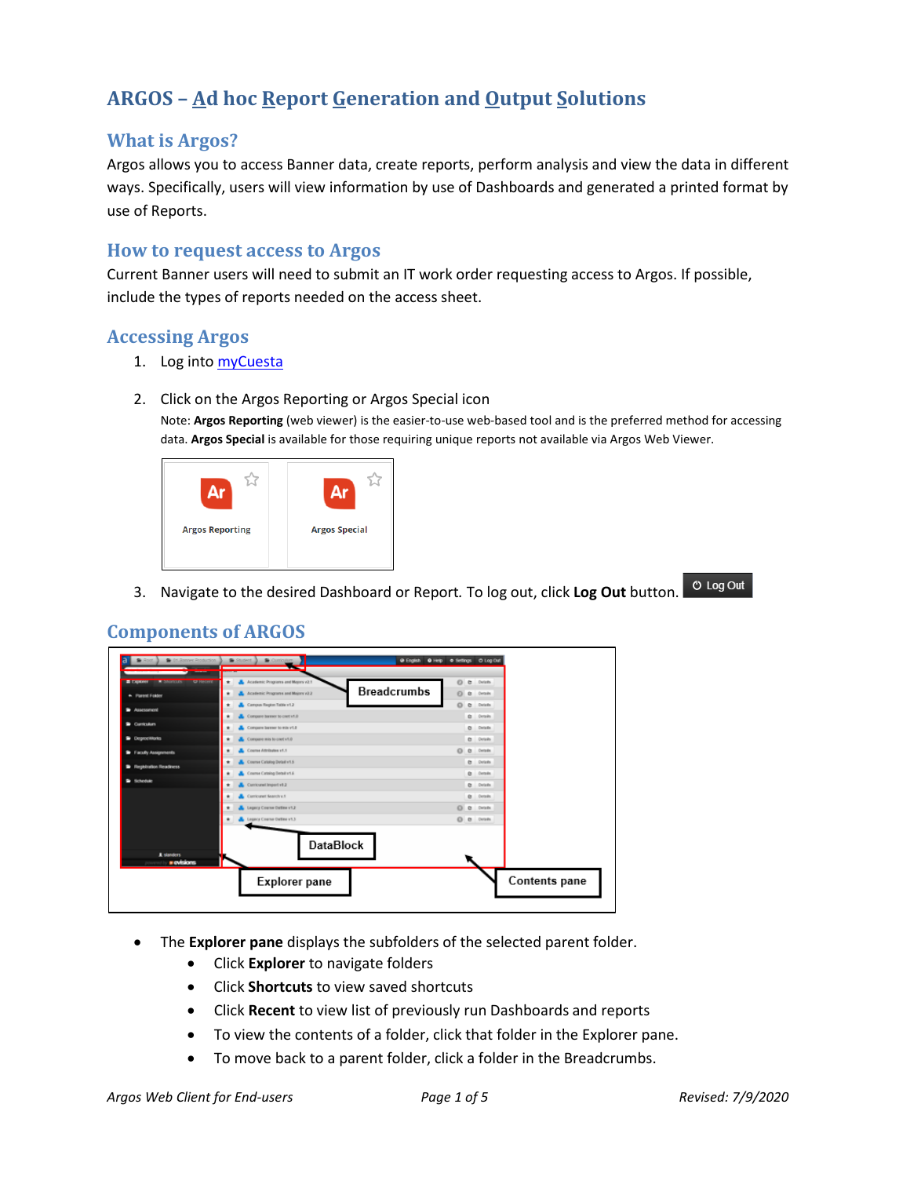# ARGOS – Ad hoc Report Generation and Output Solutions

## What is Argos?

Argos allows you to access Banner data, create reports, perform analysis and view the data in different ways. Specifically, users will view information by use of Dashboards and generated a printed format by use of Reports.

## How to request access to Argos

Current Banner users will need to submit an IT work order requesting access to Argos. If possible, include the types of reports needed on the access sheet.

## Accessing Argos

1. Log into myCuesta
2. Click on the Argos Reporting or Argos Special icon

   Note: **Argos Reporting** (web viewer) is the easier-to-use web-based tool and is the preferred method for accessing data. **Argos Special** is available for those requiring unique reports not available via Argos Web Viewer.

3. Navigate to the desired Dashboard or Report. To log out, click **Log Out** button.

## Components of ARGOS

- The **Explorer pane** displays the subfolders of the selected parent folder.
  - Click **Explorer** to navigate folders
  - Click **Shortcuts** to view saved shortcuts
  - Click **Recent** to view list of previously run Dashboards and reports
  - To view the contents of a folder, click that folder in the Explorer pane.
  - To move back to a parent folder, click a folder in the Breadcrumbs.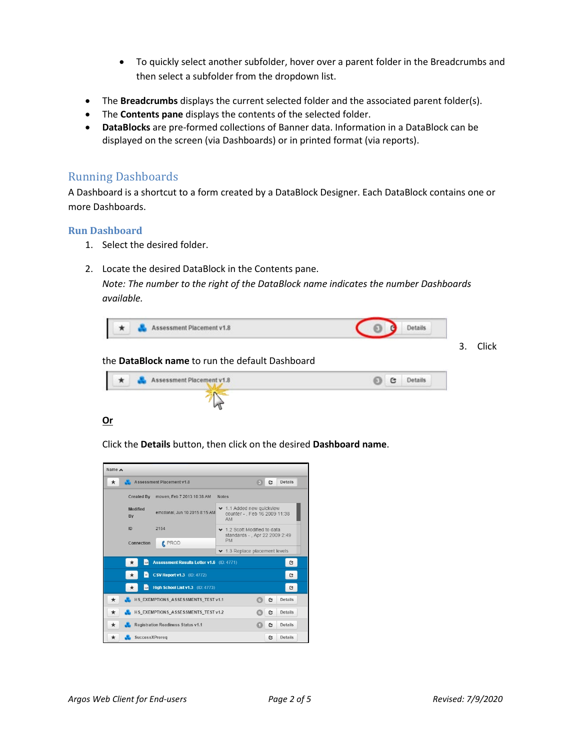- To quickly select another subfolder, hover over a parent folder in the Breadcrumbs and then select a subfolder from the dropdown list.

- The **Breadcrumbs** displays the current selected folder and the associated parent folder(s).
- The **Contents pane** displays the contents of the selected folder.
- **DataBlocks** are pre-formed collections of Banner data. Information in a DataBlock can be displayed on the screen (via Dashboards) or in printed format (via reports).

## Running Dashboards

A Dashboard is a shortcut to a form created by a DataBlock Designer. Each DataBlock contains one or more Dashboards.

### Run Dashboard

1. Select the desired folder.
2. Locate the desired DataBlock in the Contents pane.
   *Note: The number to the right of the DataBlock name indicates the number Dashboards available.*
3. Click the **DataBlock name** to run the default Dashboard

   **Or**

   Click the **Details** button, then click on the desired **Dashboard name**.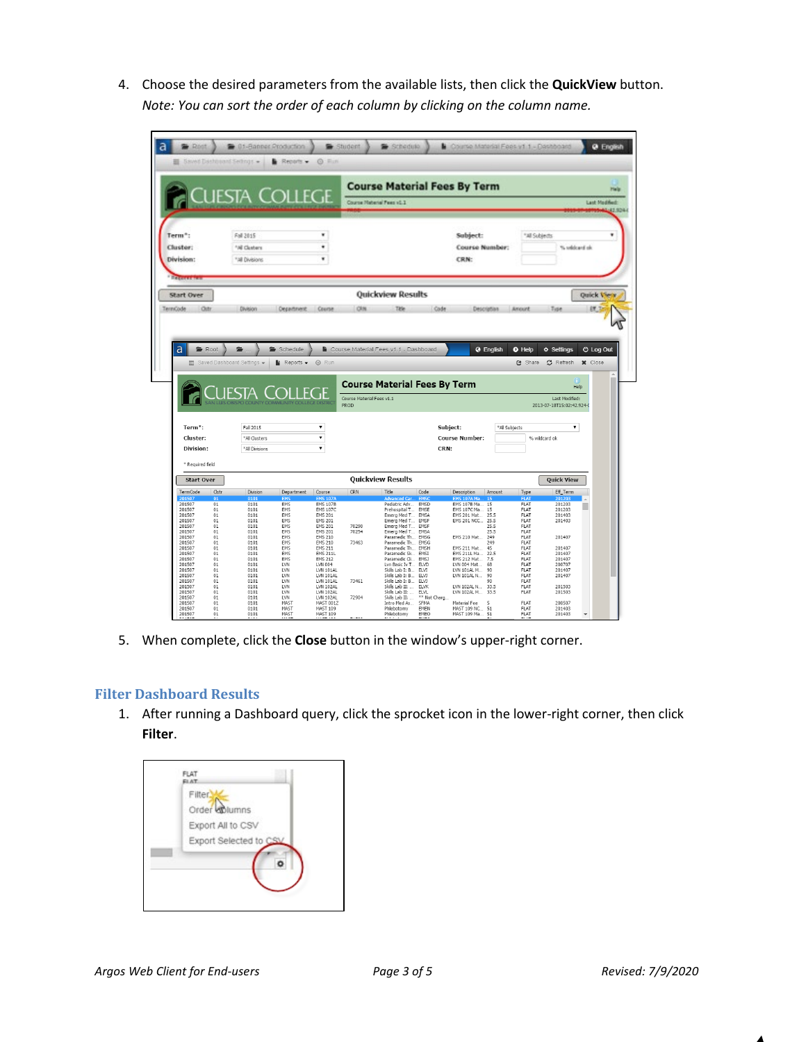4. Choose the desired parameters from the available lists, then click the **QuickView** button.
   *Note: You can sort the order of each column by clicking on the column name.*

5. When complete, click the **Close** button in the window's upper-right corner.

## Filter Dashboard Results

1. After running a Dashboard query, click the sprocket icon in the lower-right corner, then click **Filter**.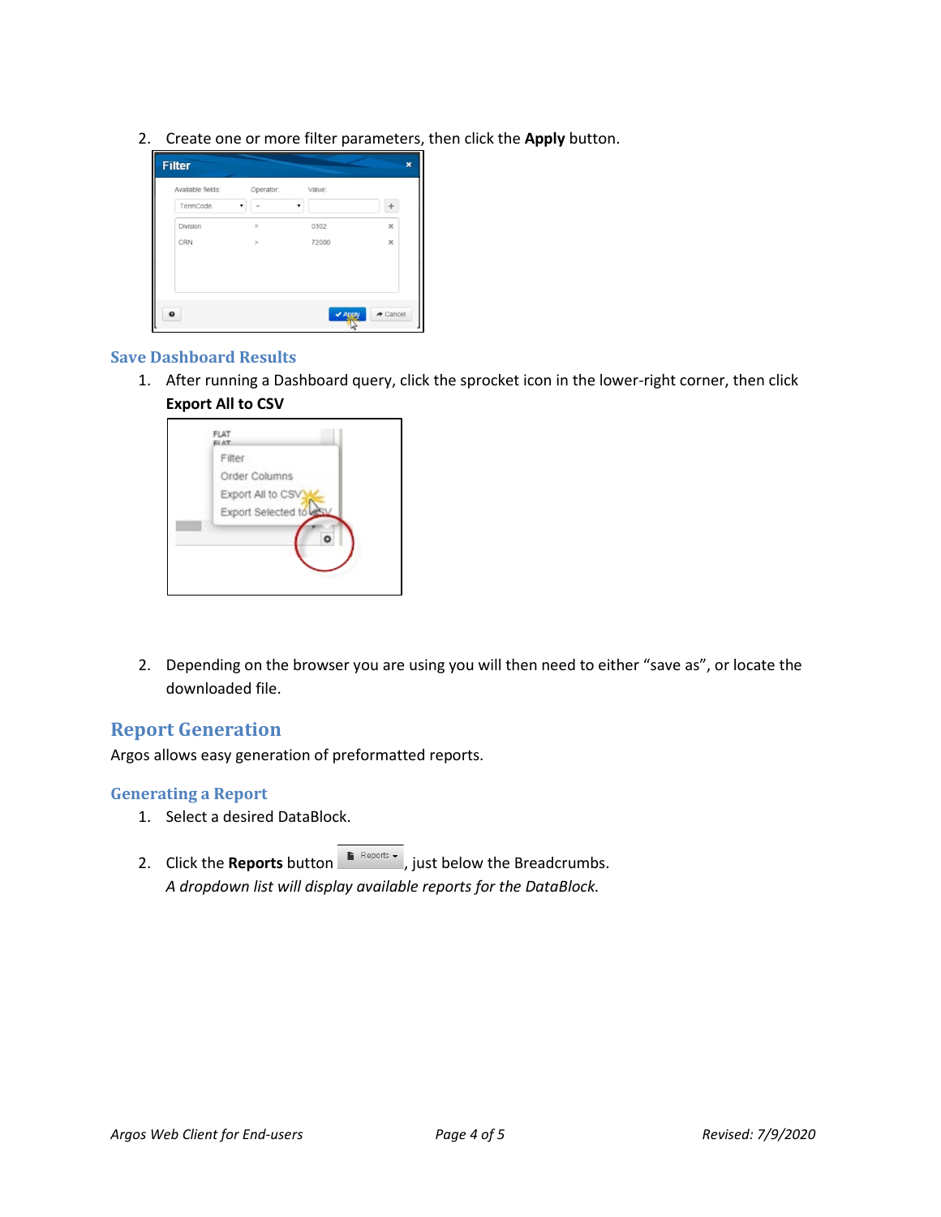2. Create one or more filter parameters, then click the **Apply** button.

### Save Dashboard Results

1. After running a Dashboard query, click the sprocket icon in the lower-right corner, then click **Export All to CSV**

2. Depending on the browser you are using you will then need to either "save as", or locate the downloaded file.

## Report Generation

Argos allows easy generation of preformatted reports.

### Generating a Report

1. Select a desired DataBlock.

2. Click the **Reports** button, just below the Breadcrumbs.
   *A dropdown list will display available reports for the DataBlock.*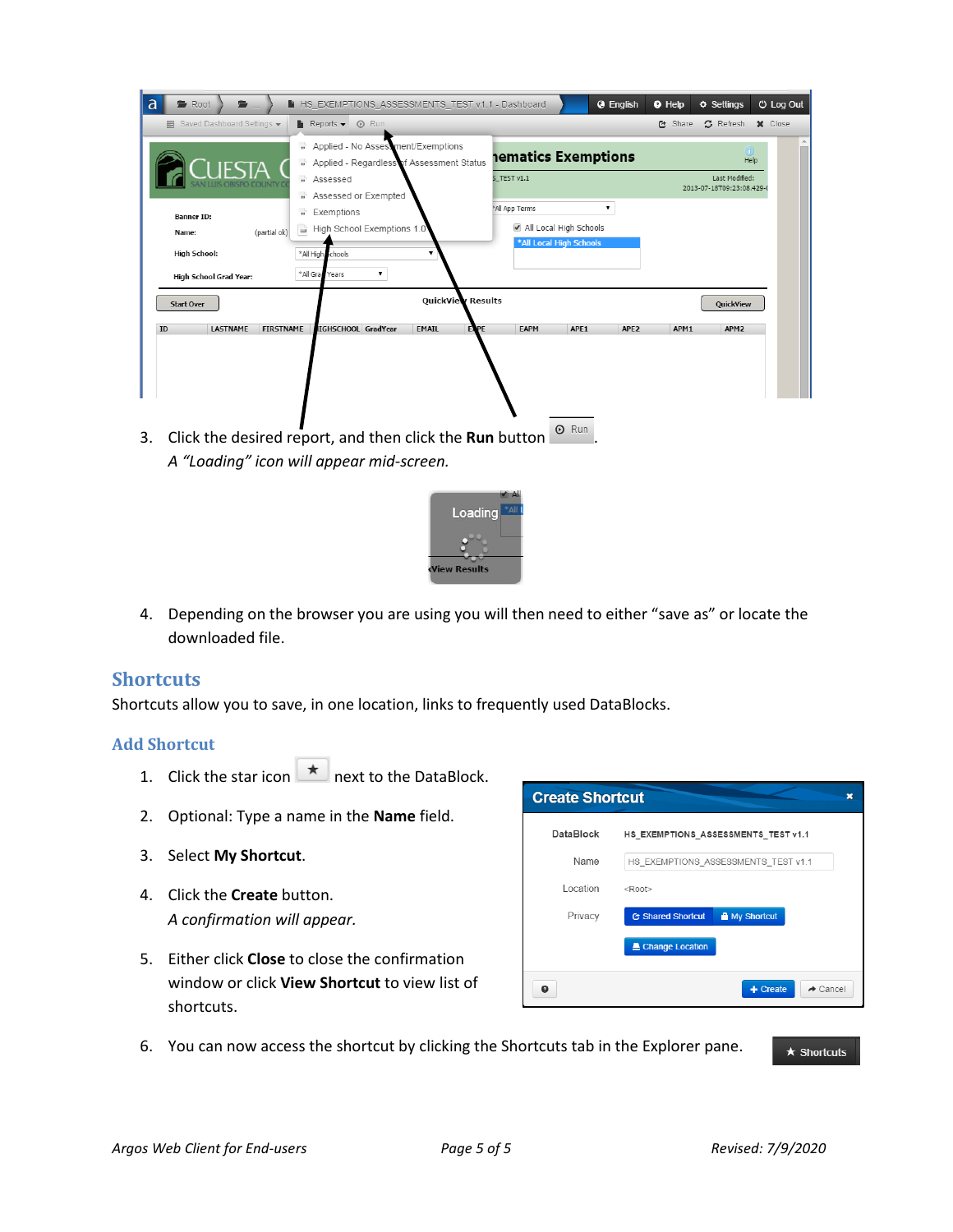3. Click the desired report, and then click the **Run** button .
   *A "Loading" icon will appear mid-screen.*

4. Depending on the browser you are using you will then need to either "save as" or locate the downloaded file.

## Shortcuts

Shortcuts allow you to save, in one location, links to frequently used DataBlocks.

### Add Shortcut

1. Click the star icon next to the DataBlock.
2. Optional: Type a name in the **Name** field.
3. Select **My Shortcut**.
4. Click the **Create** button.
   *A confirmation will appear.*
5. Either click **Close** to close the confirmation window or click **View Shortcut** to view list of shortcuts.
6. You can now access the shortcut by clicking the Shortcuts tab in the Explorer pane.